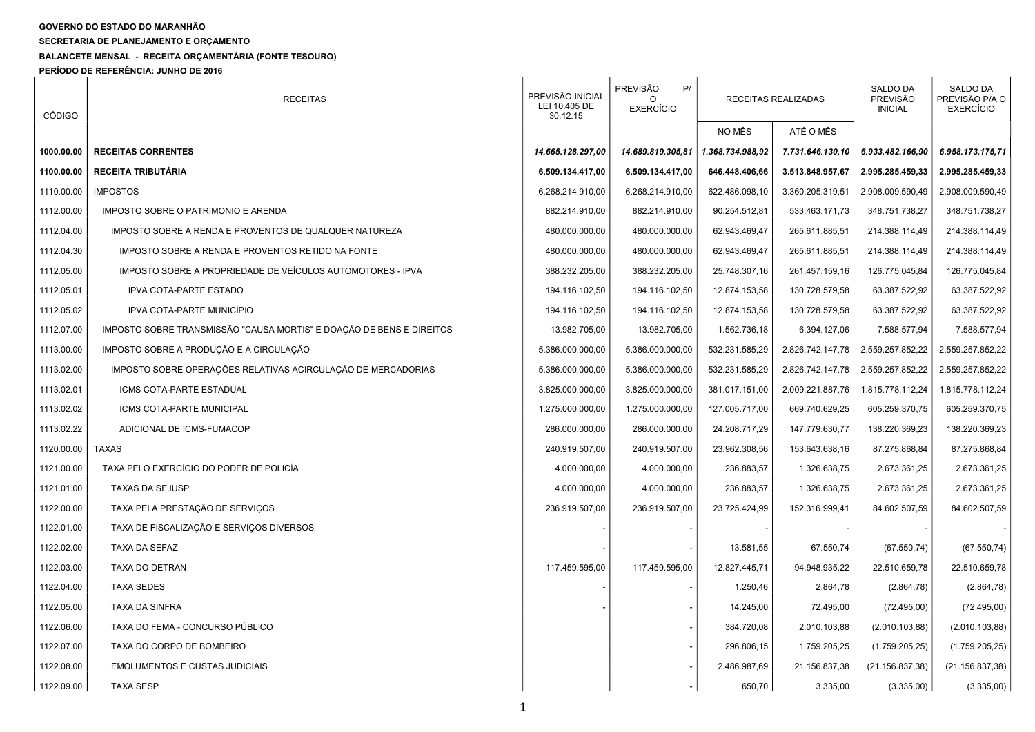**GOVERNO DO ESTADO DO MARANHÃO**

**SECRETARIA DE PLANEJAMENTO E ORÇAMENTO**

**BALANCETE MENSAL - RECEITA ORÇAMENTÁRIA (FONTE TESOURO)**

**PERÍODO DE REFERÊNCIA: JUNHO DE 2016**

| CÓDIGO | RECEITAS | PREVISÃO INICIAL LEI 10.405 DE 30.12.15 | PREVISÃO P/ O EXERCÍCIO | RECEITAS REALIZADAS | | SALDO DA PREVISÃO INICIAL | SALDO DA PREVISÃO P/A O EXERCÍCIO |
|---|---|---|---|---|---|---|---|
| | | | | NO MÊS | ATÉ O MÊS | | |
| **1000.00.00** | **RECEITAS CORRENTES** | ***14.665.128.297,00*** | ***14.689.819.305,81*** | ***1.368.734.988,92*** | ***7.731.646.130,10*** | ***6.933.482.166,90*** | ***6.958.173.175,71*** |
| **1100.00.00** | **RECEITA TRIBUTÁRIA** | **6.509.134.417,00** | **6.509.134.417,00** | **646.448.406,66** | **3.513.848.957,67** | **2.995.285.459,33** | **2.995.285.459,33** |
| 1110.00.00 | IMPOSTOS | 6.268.214.910,00 | 6.268.214.910,00 | 622.486.098,10 | 3.360.205.319,51 | 2.908.009.590,49 | 2.908.009.590,49 |
| 1112.00.00 | IMPOSTO SOBRE O PATRIMONIO E ARENDA | 882.214.910,00 | 882.214.910,00 | 90.254.512,81 | 533.463.171,73 | 348.751.738,27 | 348.751.738,27 |
| 1112.04.00 | IMPOSTO SOBRE A RENDA E PROVENTOS DE QUALQUER NATUREZA | 480.000.000,00 | 480.000.000,00 | 62.943.469,47 | 265.611.885,51 | 214.388.114,49 | 214.388.114,49 |
| 1112.04.30 | IMPOSTO SOBRE A RENDA E PROVENTOS RETIDO NA FONTE | 480.000.000,00 | 480.000.000,00 | 62.943.469,47 | 265.611.885,51 | 214.388.114,49 | 214.388.114,49 |
| 1112.05.00 | IMPOSTO SOBRE A PROPRIEDADE DE VEÍCULOS AUTOMOTORES - IPVA | 388.232.205,00 | 388.232.205,00 | 25.748.307,16 | 261.457.159,16 | 126.775.045,84 | 126.775.045,84 |
| 1112.05.01 | IPVA COTA-PARTE ESTADO | 194.116.102,50 | 194.116.102,50 | 12.874.153,58 | 130.728.579,58 | 63.387.522,92 | 63.387.522,92 |
| 1112.05.02 | IPVA COTA-PARTE MUNICÍPIO | 194.116.102,50 | 194.116.102,50 | 12.874.153,58 | 130.728.579,58 | 63.387.522,92 | 63.387.522,92 |
| 1112.07.00 | IMPOSTO SOBRE TRANSMISSÃO "CAUSA MORTIS" E DOAÇÃO DE BENS E DIREITOS | 13.982.705,00 | 13.982.705,00 | 1.562.736,18 | 6.394.127,06 | 7.588.577,94 | 7.588.577,94 |
| 1113.00.00 | IMPOSTO SOBRE A PRODUÇÃO E A CIRCULAÇÃO | 5.386.000.000,00 | 5.386.000.000,00 | 532.231.585,29 | 2.826.742.147,78 | 2.559.257.852,22 | 2.559.257.852,22 |
| 1113.02.00 | IMPOSTO SOBRE OPERAÇÕES RELATIVAS ACIRCULAÇÃO DE MERCADORIAS | 5.386.000.000,00 | 5.386.000.000,00 | 532.231.585,29 | 2.826.742.147,78 | 2.559.257.852,22 | 2.559.257.852,22 |
| 1113.02.01 | ICMS COTA-PARTE ESTADUAL | 3.825.000.000,00 | 3.825.000.000,00 | 381.017.151,00 | 2.009.221.887,76 | 1.815.778.112,24 | 1.815.778.112,24 |
| 1113.02.02 | ICMS COTA-PARTE MUNICIPAL | 1.275.000.000,00 | 1.275.000.000,00 | 127.005.717,00 | 669.740.629,25 | 605.259.370,75 | 605.259.370,75 |
| 1113.02.22 | ADICIONAL DE ICMS-FUMACOP | 286.000.000,00 | 286.000.000,00 | 24.208.717,29 | 147.779.630,77 | 138.220.369,23 | 138.220.369,23 |
| 1120.00.00 | TAXAS | 240.919.507,00 | 240.919.507,00 | 23.962.308,56 | 153.643.638,16 | 87.275.868,84 | 87.275.868,84 |
| 1121.00.00 | TAXA PELO EXERCÍCIO DO PODER DE POLICÍA | 4.000.000,00 | 4.000.000,00 | 236.883,57 | 1.326.638,75 | 2.673.361,25 | 2.673.361,25 |
| 1121.01.00 | TAXAS DA SEJUSP | 4.000.000,00 | 4.000.000,00 | 236.883,57 | 1.326.638,75 | 2.673.361,25 | 2.673.361,25 |
| 1122.00.00 | TAXA PELA PRESTAÇÃO DE SERVIÇOS | 236.919.507,00 | 236.919.507,00 | 23.725.424,99 | 152.316.999,41 | 84.602.507,59 | 84.602.507,59 |
| 1122.01.00 | TAXA DE FISCALIZAÇÃO E SERVIÇOS DIVERSOS | - | - | - | - | - | - |
| 1122.02.00 | TAXA DA SEFAZ | - | - | 13.581,55 | 67.550,74 | (67.550,74) | (67.550,74) |
| 1122.03.00 | TAXA DO DETRAN | 117.459.595,00 | 117.459.595,00 | 12.827.445,71 | 94.948.935,22 | 22.510.659,78 | 22.510.659,78 |
| 1122.04.00 | TAXA SEDES | - | - | 1.250,46 | 2.864,78 | (2.864,78) | (2.864,78) |
| 1122.05.00 | TAXA DA SINFRA | - | - | 14.245,00 | 72.495,00 | (72.495,00) | (72.495,00) |
| 1122.06.00 | TAXA DO FEMA - CONCURSO PÚBLICO | | - | 384.720,08 | 2.010.103,88 | (2.010.103,88) | (2.010.103,88) |
| 1122.07.00 | TAXA DO CORPO DE BOMBEIRO | | - | 296.806,15 | 1.759.205,25 | (1.759.205,25) | (1.759.205,25) |
| 1122.08.00 | EMOLUMENTOS E CUSTAS JUDICIAIS | | - | 2.486.987,69 | 21.156.837,38 | (21.156.837,38) | (21.156.837,38) |
| 1122.09.00 | TAXA SESP | | - | 650,70 | 3.335,00 | (3.335,00) | (3.335,00) |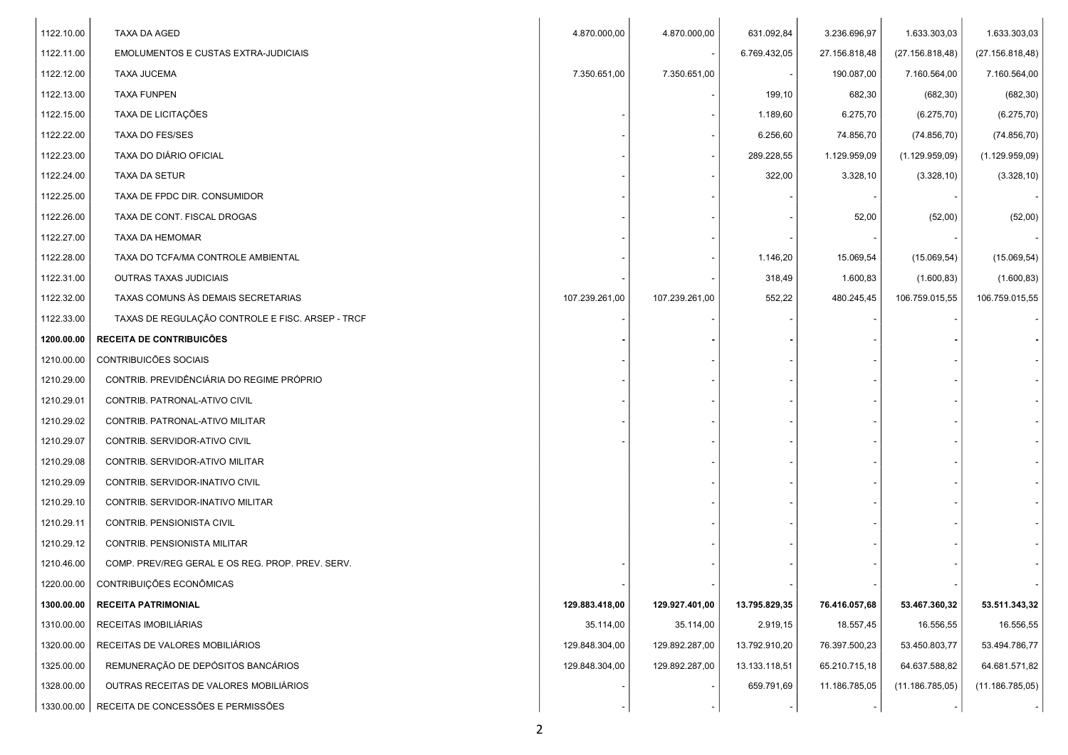| | | | | | | | |
|---|---|---|---|---|---|---|---|
| 1122.10.00 | TAXA DA AGED | 4.870.000,00 | 4.870.000,00 | 631.092,84 | 3.236.696,97 | 1.633.303,03 | 1.633.303,03 |
| 1122.11.00 | EMOLUMENTOS E CUSTAS EXTRA-JUDICIAIS | | - | 6.769.432,05 | 27.156.818,48 | (27.156.818,48) | (27.156.818,48) |
| 1122.12.00 | TAXA JUCEMA | 7.350.651,00 | 7.350.651,00 | - | 190.087,00 | 7.160.564,00 | 7.160.564,00 |
| 1122.13.00 | TAXA FUNPEN | | - | 199,10 | 682,30 | (682,30) | (682,30) |
| 1122.15.00 | TAXA DE LICITAÇÕES | - | - | 1.189,60 | 6.275,70 | (6.275,70) | (6.275,70) |
| 1122.22.00 | TAXA DO FES/SES | - | - | 6.256,60 | 74.856,70 | (74.856,70) | (74.856,70) |
| 1122.23.00 | TAXA DO DIÁRIO OFICIAL | - | - | 289.228,55 | 1.129.959,09 | (1.129.959,09) | (1.129.959,09) |
| 1122.24.00 | TAXA DA SETUR | - | - | 322,00 | 3.328,10 | (3.328,10) | (3.328,10) |
| 1122.25.00 | TAXA DE FPDC DIR. CONSUMIDOR | - | - | - | - | - | - |
| 1122.26.00 | TAXA DE CONT. FISCAL DROGAS | - | - | - | 52,00 | (52,00) | (52,00) |
| 1122.27.00 | TAXA DA HEMOMAR | - | - | - | - | - | - |
| 1122.28.00 | TAXA DO TCFA/MA CONTROLE AMBIENTAL | - | - | 1.146,20 | 15.069,54 | (15.069,54) | (15.069,54) |
| 1122.31.00 | OUTRAS TAXAS JUDICIAIS | - | - | 318,49 | 1.600,83 | (1.600,83) | (1.600,83) |
| 1122.32.00 | TAXAS COMUNS ÀS DEMAIS SECRETARIAS | 107.239.261,00 | 107.239.261,00 | 552,22 | 480.245,45 | 106.759.015,55 | 106.759.015,55 |
| 1122.33.00 | TAXAS DE REGULAÇÃO CONTROLE E FISC. ARSEP - TRCF | - | - | - | - | - | - |
| **1200.00.00** | **RECEITA DE CONTRIBUICÕES** | **-** | **-** | **-** | - | **-** | **-** |
| 1210.00.00 | CONTRIBUICÕES SOCIAIS | - | - | - | - | - | - |
| 1210.29.00 | CONTRIB. PREVIDÊNCIÁRIA DO REGIME PRÓPRIO | - | - | - | - | - | - |
| 1210.29.01 | CONTRIB. PATRONAL-ATIVO CIVIL | - | - | - | - | - | - |
| 1210.29.02 | CONTRIB. PATRONAL-ATIVO MILITAR | - | - | - | - | - | - |
| 1210.29.07 | CONTRIB. SERVIDOR-ATIVO CIVIL | - | - | - | - | - | - |
| 1210.29.08 | CONTRIB. SERVIDOR-ATIVO MILITAR | | - | - | - | - | - |
| 1210.29.09 | CONTRIB. SERVIDOR-INATIVO CIVIL | | - | - | - | - | - |
| 1210.29.10 | CONTRIB. SERVIDOR-INATIVO MILITAR | | - | - | - | - | - |
| 1210.29.11 | CONTRIB. PENSIONISTA CIVIL | | - | - | - | - | - |
| 1210.29.12 | CONTRIB. PENSIONISTA MILITAR | | - | - | - | - | - |
| 1210.46.00 | COMP. PREV/REG GERAL E OS REG. PROP. PREV. SERV. | - | - | - | - | - | - |
| 1220.00.00 | CONTRIBUIÇÕES ECONÔMICAS | | - | | - | - | - |
| **1300.00.00** | **RECEITA PATRIMONIAL** | **129.883.418,00** | **129.927.401,00** | **13.795.829,35** | **76.416.057,68** | **53.467.360,32** | **53.511.343,32** |
| 1310.00.00 | RECEITAS IMOBILIÁRIAS | 35.114,00 | 35.114,00 | 2.919,15 | 18.557,45 | 16.556,55 | 16.556,55 |
| 1320.00.00 | RECEITAS DE VALORES MOBILIÁRIOS | 129.848.304,00 | 129.892.287,00 | 13.792.910,20 | 76.397.500,23 | 53.450.803,77 | 53.494.786,77 |
| 1325.00.00 | REMUNERAÇÃO DE DEPÓSITOS BANCÁRIOS | 129.848.304,00 | 129.892.287,00 | 13.133.118,51 | 65.210.715,18 | 64.637.588,82 | 64.681.571,82 |
| 1328.00.00 | OUTRAS RECEITAS DE VALORES MOBILIÁRIOS | - | - | 659.791,69 | 11.186.785,05 | (11.186.785,05) | (11.186.785,05) |
| 1330.00.00 | RECEITA DE CONCESSÕES E PERMISSÕES | - | - | - | - | - | - |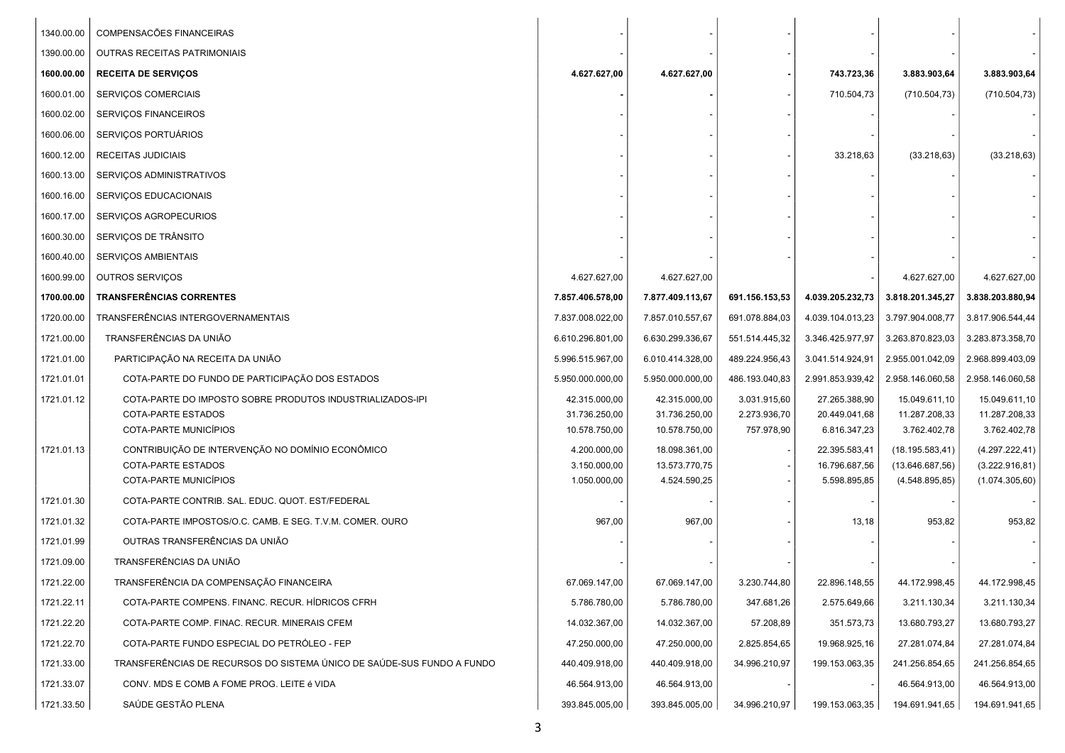| | | | | | | | |
|---|---|---|---|---|---|---|---|
| 1340.00.00 | COMPENSACÕES FINANCEIRAS | - | - | - | - | - | - |
| 1390.00.00 | OUTRAS RECEITAS PATRIMONIAIS | - | - | - | - | - | - |
| **1600.00.00** | **RECEITA DE SERVIÇOS** | **4.627.627,00** | **4.627.627,00** | **-** | **743.723,36** | **3.883.903,64** | **3.883.903,64** |
| 1600.01.00 | SERVIÇOS COMERCIAIS | **-** | **-** | - | 710.504,73 | (710.504,73) | (710.504,73) |
| 1600.02.00 | SERVIÇOS FINANCEIROS | - | - | - | - | - | - |
| 1600.06.00 | SERVIÇOS PORTUÁRIOS | - | - | - | - | - | - |
| 1600.12.00 | RECEITAS JUDICIAIS | - | - | - | 33.218,63 | (33.218,63) | (33.218,63) |
| 1600.13.00 | SERVIÇOS ADMINISTRATIVOS | - | - | - | - | - | - |
| 1600.16.00 | SERVIÇOS EDUCACIONAIS | - | - | - | - | - | - |
| 1600.17.00 | SERVIÇOS AGROPECURIOS | - | - | - | - | - | - |
| 1600.30.00 | SERVIÇOS DE TRÂNSITO | - | - | - | - | - | - |
| 1600.40.00 | SERVIÇOS AMBIENTAIS | - | - | - | - | - | - |
| 1600.99.00 | OUTROS SERVIÇOS | 4.627.627,00 | 4.627.627,00 | | - | 4.627.627,00 | 4.627.627,00 |
| **1700.00.00** | **TRANSFERÊNCIAS CORRENTES** | **7.857.406.578,00** | **7.877.409.113,67** | **691.156.153,53** | **4.039.205.232,73** | **3.818.201.345,27** | **3.838.203.880,94** |
| 1720.00.00 | TRANSFERÊNCIAS INTERGOVERNAMENTAIS | 7.837.008.022,00 | 7.857.010.557,67 | 691.078.884,03 | 4.039.104.013,23 | 3.797.904.008,77 | 3.817.906.544,44 |
| 1721.00.00 | TRANSFERÊNCIAS DA UNIÃO | 6.610.296.801,00 | 6.630.299.336,67 | 551.514.445,32 | 3.346.425.977,97 | 3.263.870.823,03 | 3.283.873.358,70 |
| 1721.01.00 | PARTICIPAÇÃO NA RECEITA DA UNIÃO | 5.996.515.967,00 | 6.010.414.328,00 | 489.224.956,43 | 3.041.514.924,91 | 2.955.001.042,09 | 2.968.899.403,09 |
| 1721.01.01 | COTA-PARTE DO FUNDO DE PARTICIPAÇÃO DOS ESTADOS | 5.950.000.000,00 | 5.950.000.000,00 | 486.193.040,83 | 2.991.853.939,42 | 2.958.146.060,58 | 2.958.146.060,58 |
| 1721.01.12 | COTA-PARTE DO IMPOSTO SOBRE PRODUTOS INDUSTRIALIZADOS-IPI | 42.315.000,00 | 42.315.000,00 | 3.031.915,60 | 27.265.388,90 | 15.049.611,10 | 15.049.611,10 |
| | COTA-PARTE ESTADOS | 31.736.250,00 | 31.736.250,00 | 2.273.936,70 | 20.449.041,68 | 11.287.208,33 | 11.287.208,33 |
| | COTA-PARTE MUNICÍPIOS | 10.578.750,00 | 10.578.750,00 | 757.978,90 | 6.816.347,23 | 3.762.402,78 | 3.762.402,78 |
| 1721.01.13 | CONTRIBUIÇÃO DE INTERVENÇÃO NO DOMÍNIO ECONÔMICO | 4.200.000,00 | 18.098.361,00 | - | 22.395.583,41 | (18.195.583,41) | (4.297.222,41) |
| | COTA-PARTE ESTADOS | 3.150.000,00 | 13.573.770,75 | - | 16.796.687,56 | (13.646.687,56) | (3.222.916,81) |
| | COTA-PARTE MUNICÍPIOS | 1.050.000,00 | 4.524.590,25 | - | 5.598.895,85 | (4.548.895,85) | (1.074.305,60) |
| 1721.01.30 | COTA-PARTE CONTRIB. SAL. EDUC. QUOT. EST/FEDERAL | - | - | - | - | - | - |
| 1721.01.32 | COTA-PARTE IMPOSTOS/O.C. CAMB. E SEG. T.V.M. COMER. OURO | 967,00 | 967,00 | - | 13,18 | 953,82 | 953,82 |
| 1721.01.99 | OUTRAS TRANSFERÊNCIAS DA UNIÃO | - | - | - | - | - | - |
| 1721.09.00 | TRANSFERÊNCIAS DA UNIÃO | - | - | - | - | - | - |
| 1721.22.00 | TRANSFERÊNCIA DA COMPENSAÇÃO FINANCEIRA | 67.069.147,00 | 67.069.147,00 | 3.230.744,80 | 22.896.148,55 | 44.172.998,45 | 44.172.998,45 |
| 1721.22.11 | COTA-PARTE COMPENS. FINANC. RECUR. HÍDRICOS CFRH | 5.786.780,00 | 5.786.780,00 | 347.681,26 | 2.575.649,66 | 3.211.130,34 | 3.211.130,34 |
| 1721.22.20 | COTA-PARTE COMP. FINAC. RECUR. MINERAIS CFEM | 14.032.367,00 | 14.032.367,00 | 57.208,89 | 351.573,73 | 13.680.793,27 | 13.680.793,27 |
| 1721.22.70 | COTA-PARTE FUNDO ESPECIAL DO PETRÓLEO - FEP | 47.250.000,00 | 47.250.000,00 | 2.825.854,65 | 19.968.925,16 | 27.281.074,84 | 27.281.074,84 |
| 1721.33.00 | TRANSFERÊNCIAS DE RECURSOS DO SISTEMA ÚNICO DE SAÚDE-SUS FUNDO A FUNDO | 440.409.918,00 | 440.409.918,00 | 34.996.210,97 | 199.153.063,35 | 241.256.854,65 | 241.256.854,65 |
| 1721.33.07 | CONV. MDS E COMB A FOME PROG. LEITE é VIDA | 46.564.913,00 | 46.564.913,00 | - | - | 46.564.913,00 | 46.564.913,00 |
| 1721.33.50 | SAÚDE GESTÃO PLENA | 393.845.005,00 | 393.845.005,00 | 34.996.210,97 | 199.153.063,35 | 194.691.941,65 | 194.691.941,65 |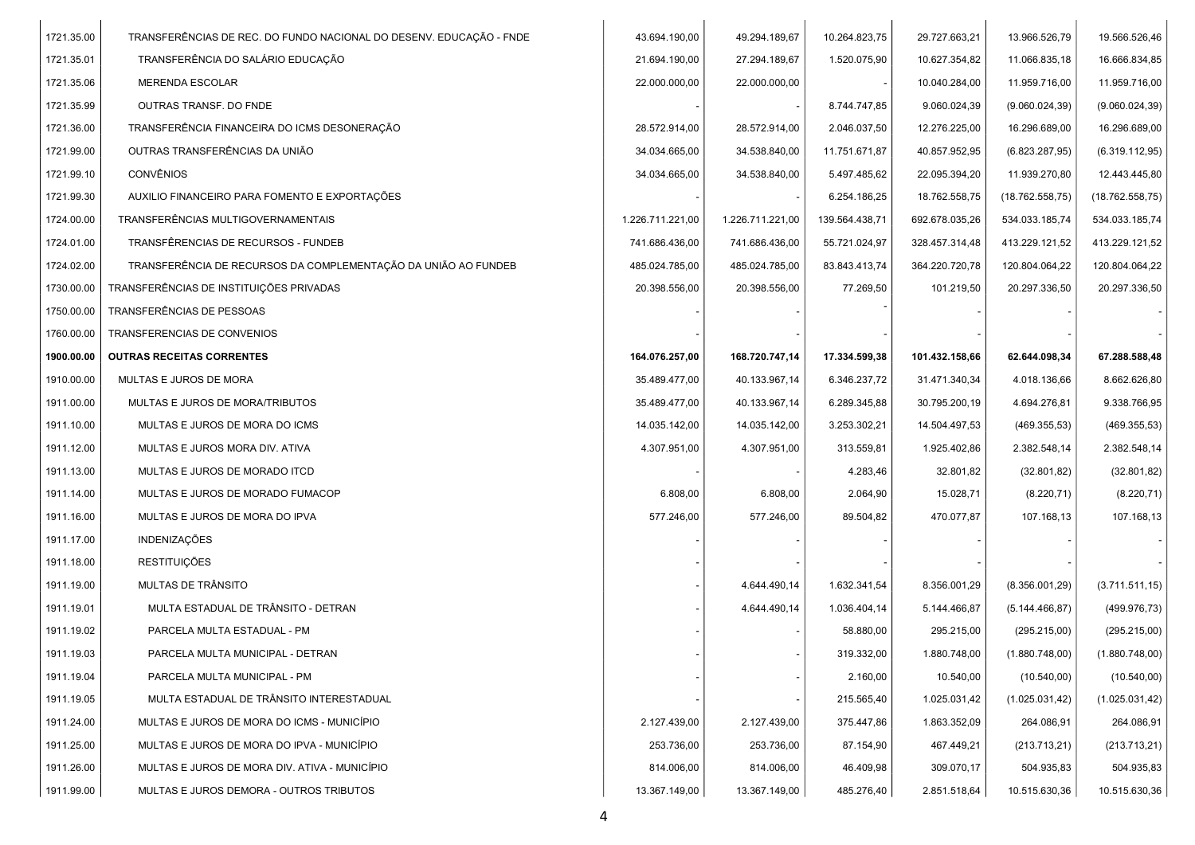| | | | | | | | |
|---|---|---|---|---|---|---|---|
| 1721.35.00 | TRANSFERÊNCIAS DE REC. DO FUNDO NACIONAL DO DESENV. EDUCAÇÃO - FNDE | 43.694.190,00 | 49.294.189,67 | 10.264.823,75 | 29.727.663,21 | 13.966.526,79 | 19.566.526,46 |
| 1721.35.01 | TRANSFERÊNCIA DO SALÁRIO EDUCAÇÃO | 21.694.190,00 | 27.294.189,67 | 1.520.075,90 | 10.627.354,82 | 11.066.835,18 | 16.666.834,85 |
| 1721.35.06 | MERENDA ESCOLAR | 22.000.000,00 | 22.000.000,00 | - | 10.040.284,00 | 11.959.716,00 | 11.959.716,00 |
| 1721.35.99 | OUTRAS TRANSF. DO FNDE | - | - | 8.744.747,85 | 9.060.024,39 | (9.060.024,39) | (9.060.024,39) |
| 1721.36.00 | TRANSFERÊNCIA FINANCEIRA DO ICMS DESONERAÇÃO | 28.572.914,00 | 28.572.914,00 | 2.046.037,50 | 12.276.225,00 | 16.296.689,00 | 16.296.689,00 |
| 1721.99.00 | OUTRAS TRANSFERÊNCIAS DA UNIÃO | 34.034.665,00 | 34.538.840,00 | 11.751.671,87 | 40.857.952,95 | (6.823.287,95) | (6.319.112,95) |
| 1721.99.10 | CONVÊNIOS | 34.034.665,00 | 34.538.840,00 | 5.497.485,62 | 22.095.394,20 | 11.939.270,80 | 12.443.445,80 |
| 1721.99.30 | AUXILIO FINANCEIRO PARA FOMENTO E EXPORTAÇÕES | - | - | 6.254.186,25 | 18.762.558,75 | (18.762.558,75) | (18.762.558,75) |
| 1724.00.00 | TRANSFERÊNCIAS MULTIGOVERNAMENTAIS | 1.226.711.221,00 | 1.226.711.221,00 | 139.564.438,71 | 692.678.035,26 | 534.033.185,74 | 534.033.185,74 |
| 1724.01.00 | TRANSFÊRENCIAS DE RECURSOS - FUNDEB | 741.686.436,00 | 741.686.436,00 | 55.721.024,97 | 328.457.314,48 | 413.229.121,52 | 413.229.121,52 |
| 1724.02.00 | TRANSFERÊNCIA DE RECURSOS DA COMPLEMENTAÇÃO DA UNIÃO AO FUNDEB | 485.024.785,00 | 485.024.785,00 | 83.843.413,74 | 364.220.720,78 | 120.804.064,22 | 120.804.064,22 |
| 1730.00.00 | TRANSFERÊNCIAS DE INSTITUIÇÕES PRIVADAS | 20.398.556,00 | 20.398.556,00 | 77.269,50 | 101.219,50 | 20.297.336,50 | 20.297.336,50 |
| 1750.00.00 | TRANSFERÊNCIAS DE PESSOAS | - | - | - | - | - | - |
| 1760.00.00 | TRANSFERENCIAS DE CONVENIOS | - | - | - | - | - | - |
| **1900.00.00** | **OUTRAS RECEITAS CORRENTES** | **164.076.257,00** | **168.720.747,14** | **17.334.599,38** | **101.432.158,66** | **62.644.098,34** | **67.288.588,48** |
| 1910.00.00 | MULTAS E JUROS DE MORA | 35.489.477,00 | 40.133.967,14 | 6.346.237,72 | 31.471.340,34 | 4.018.136,66 | 8.662.626,80 |
| 1911.00.00 | MULTAS E JUROS DE MORA/TRIBUTOS | 35.489.477,00 | 40.133.967,14 | 6.289.345,88 | 30.795.200,19 | 4.694.276,81 | 9.338.766,95 |
| 1911.10.00 | MULTAS E JUROS DE MORA DO ICMS | 14.035.142,00 | 14.035.142,00 | 3.253.302,21 | 14.504.497,53 | (469.355,53) | (469.355,53) |
| 1911.12.00 | MULTAS E JUROS MORA DIV. ATIVA | 4.307.951,00 | 4.307.951,00 | 313.559,81 | 1.925.402,86 | 2.382.548,14 | 2.382.548,14 |
| 1911.13.00 | MULTAS E JUROS DE MORADO ITCD | - | - | 4.283,46 | 32.801,82 | (32.801,82) | (32.801,82) |
| 1911.14.00 | MULTAS E JUROS DE MORADO FUMACOP | 6.808,00 | 6.808,00 | 2.064,90 | 15.028,71 | (8.220,71) | (8.220,71) |
| 1911.16.00 | MULTAS E JUROS DE MORA DO IPVA | 577.246,00 | 577.246,00 | 89.504,82 | 470.077,87 | 107.168,13 | 107.168,13 |
| 1911.17.00 | INDENIZAÇÕES | - | - | - | - | - | - |
| 1911.18.00 | RESTITUIÇÕES | - | - | - | - | - | - |
| 1911.19.00 | MULTAS DE TRÂNSITO | - | 4.644.490,14 | 1.632.341,54 | 8.356.001,29 | (8.356.001,29) | (3.711.511,15) |
| 1911.19.01 | MULTA ESTADUAL DE TRÂNSITO - DETRAN | - | 4.644.490,14 | 1.036.404,14 | 5.144.466,87 | (5.144.466,87) | (499.976,73) |
| 1911.19.02 | PARCELA MULTA ESTADUAL - PM | - | - | 58.880,00 | 295.215,00 | (295.215,00) | (295.215,00) |
| 1911.19.03 | PARCELA MULTA MUNICIPAL - DETRAN | - | - | 319.332,00 | 1.880.748,00 | (1.880.748,00) | (1.880.748,00) |
| 1911.19.04 | PARCELA MULTA MUNICIPAL - PM | - | - | 2.160,00 | 10.540,00 | (10.540,00) | (10.540,00) |
| 1911.19.05 | MULTA ESTADUAL DE TRÂNSITO INTERESTADUAL | - | - | 215.565,40 | 1.025.031,42 | (1.025.031,42) | (1.025.031,42) |
| 1911.24.00 | MULTAS E JUROS DE MORA DO ICMS - MUNICÍPIO | 2.127.439,00 | 2.127.439,00 | 375.447,86 | 1.863.352,09 | 264.086,91 | 264.086,91 |
| 1911.25.00 | MULTAS E JUROS DE MORA DO IPVA - MUNICÍPIO | 253.736,00 | 253.736,00 | 87.154,90 | 467.449,21 | (213.713,21) | (213.713,21) |
| 1911.26.00 | MULTAS E JUROS DE MORA DIV. ATIVA - MUNICÍPIO | 814.006,00 | 814.006,00 | 46.409,98 | 309.070,17 | 504.935,83 | 504.935,83 |
| 1911.99.00 | MULTAS E JUROS DEMORA - OUTROS TRIBUTOS | 13.367.149,00 | 13.367.149,00 | 485.276,40 | 2.851.518,64 | 10.515.630,36 | 10.515.630,36 |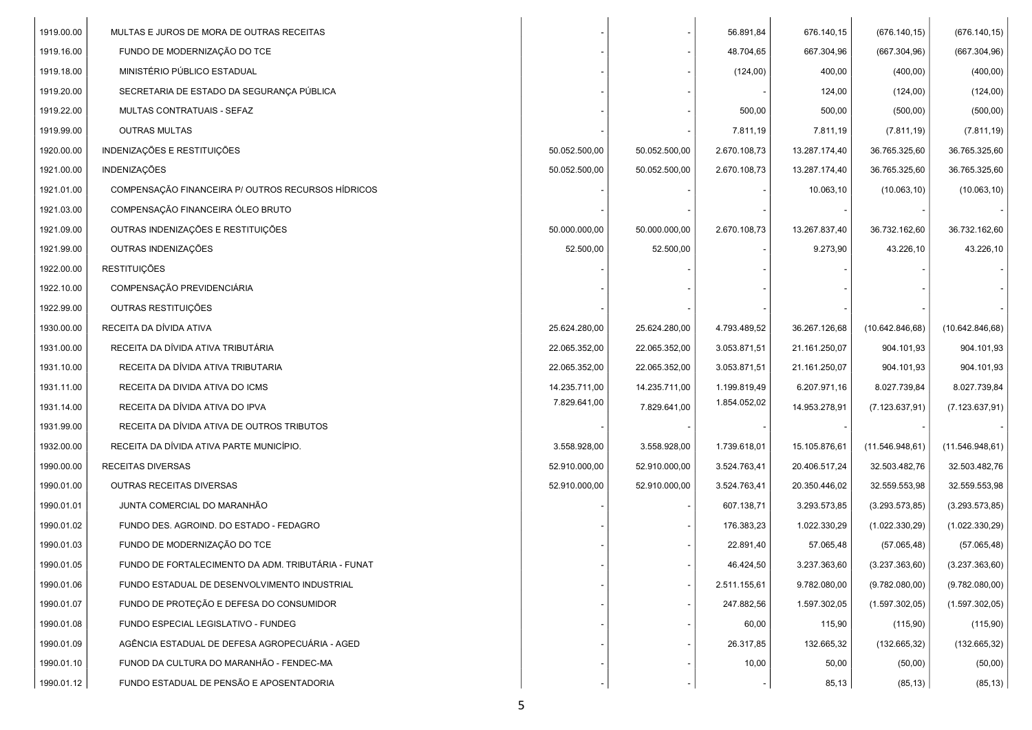| | | | | | | | |
|---|---|---|---|---|---|---|---|
| 1919.00.00 | MULTAS E JUROS DE MORA DE OUTRAS RECEITAS | - | - | 56.891,84 | 676.140,15 | (676.140,15) | (676.140,15) |
| 1919.16.00 | FUNDO DE MODERNIZAÇÃO DO TCE | - | - | 48.704,65 | 667.304,96 | (667.304,96) | (667.304,96) |
| 1919.18.00 | MINISTÉRIO PÚBLICO ESTADUAL | - | - | (124,00) | 400,00 | (400,00) | (400,00) |
| 1919.20.00 | SECRETARIA DE ESTADO DA SEGURANÇA PÚBLICA | - | - | - | 124,00 | (124,00) | (124,00) |
| 1919.22.00 | MULTAS CONTRATUAIS - SEFAZ | - | - | 500,00 | 500,00 | (500,00) | (500,00) |
| 1919.99.00 | OUTRAS MULTAS | - | - | 7.811,19 | 7.811,19 | (7.811,19) | (7.811,19) |
| 1920.00.00 | INDENIZAÇÕES E RESTITUIÇÕES | 50.052.500,00 | 50.052.500,00 | 2.670.108,73 | 13.287.174,40 | 36.765.325,60 | 36.765.325,60 |
| 1921.00.00 | INDENIZAÇÕES | 50.052.500,00 | 50.052.500,00 | 2.670.108,73 | 13.287.174,40 | 36.765.325,60 | 36.765.325,60 |
| 1921.01.00 | COMPENSAÇÃO FINANCEIRA P/ OUTROS RECURSOS HÍDRICOS | - | - | - | 10.063,10 | (10.063,10) | (10.063,10) |
| 1921.03.00 | COMPENSAÇÃO FINANCEIRA ÓLEO BRUTO | - | - | - | - | - | - |
| 1921.09.00 | OUTRAS INDENIZAÇÕES E RESTITUIÇÕES | 50.000.000,00 | 50.000.000,00 | 2.670.108,73 | 13.267.837,40 | 36.732.162,60 | 36.732.162,60 |
| 1921.99.00 | OUTRAS INDENIZAÇÕES | 52.500,00 | 52.500,00 | - | 9.273,90 | 43.226,10 | 43.226,10 |
| 1922.00.00 | RESTITUIÇÕES | - | - | - | - | - | - |
| 1922.10.00 | COMPENSAÇÃO PREVIDENCIÁRIA | - | - | - | - | - | - |
| 1922.99.00 | OUTRAS RESTITUIÇÕES | - | - | - | - | - | - |
| 1930.00.00 | RECEITA DA DÍVIDA ATIVA | 25.624.280,00 | 25.624.280,00 | 4.793.489,52 | 36.267.126,68 | (10.642.846,68) | (10.642.846,68) |
| 1931.00.00 | RECEITA DA DÍVIDA ATIVA TRIBUTÁRIA | 22.065.352,00 | 22.065.352,00 | 3.053.871,51 | 21.161.250,07 | 904.101,93 | 904.101,93 |
| 1931.10.00 | RECEITA DA DÍVIDA ATIVA TRIBUTARIA | 22.065.352,00 | 22.065.352,00 | 3.053.871,51 | 21.161.250,07 | 904.101,93 | 904.101,93 |
| 1931.11.00 | RECEITA DA DIVIDA ATIVA DO ICMS | 14.235.711,00 | 14.235.711,00 | 1.199.819,49 | 6.207.971,16 | 8.027.739,84 | 8.027.739,84 |
| 1931.14.00 | RECEITA DA DÍVIDA ATIVA DO IPVA | 7.829.641,00 | 7.829.641,00 | 1.854.052,02 | 14.953.278,91 | (7.123.637,91) | (7.123.637,91) |
| 1931.99.00 | RECEITA DA DÍVIDA ATIVA DE OUTROS TRIBUTOS | - | - | - | - | - | - |
| 1932.00.00 | RECEITA DA DÍVIDA ATIVA PARTE MUNICÍPIO. | 3.558.928,00 | 3.558.928,00 | 1.739.618,01 | 15.105.876,61 | (11.546.948,61) | (11.546.948,61) |
| 1990.00.00 | RECEITAS DIVERSAS | 52.910.000,00 | 52.910.000,00 | 3.524.763,41 | 20.406.517,24 | 32.503.482,76 | 32.503.482,76 |
| 1990.01.00 | OUTRAS RECEITAS DIVERSAS | 52.910.000,00 | 52.910.000,00 | 3.524.763,41 | 20.350.446,02 | 32.559.553,98 | 32.559.553,98 |
| 1990.01.01 | JUNTA COMERCIAL DO MARANHÃO | - | - | 607.138,71 | 3.293.573,85 | (3.293.573,85) | (3.293.573,85) |
| 1990.01.02 | FUNDO DES. AGROIND. DO ESTADO - FEDAGRO | - | - | 176.383,23 | 1.022.330,29 | (1.022.330,29) | (1.022.330,29) |
| 1990.01.03 | FUNDO DE MODERNIZAÇÃO DO TCE | - | - | 22.891,40 | 57.065,48 | (57.065,48) | (57.065,48) |
| 1990.01.05 | FUNDO DE FORTALECIMENTO DA ADM. TRIBUTÁRIA - FUNAT | - | - | 46.424,50 | 3.237.363,60 | (3.237.363,60) | (3.237.363,60) |
| 1990.01.06 | FUNDO ESTADUAL DE DESENVOLVIMENTO INDUSTRIAL | - | - | 2.511.155,61 | 9.782.080,00 | (9.782.080,00) | (9.782.080,00) |
| 1990.01.07 | FUNDO DE PROTEÇÃO E DEFESA DO CONSUMIDOR | - | - | 247.882,56 | 1.597.302,05 | (1.597.302,05) | (1.597.302,05) |
| 1990.01.08 | FUNDO ESPECIAL LEGISLATIVO - FUNDEG | - | - | 60,00 | 115,90 | (115,90) | (115,90) |
| 1990.01.09 | AGÊNCIA ESTADUAL DE DEFESA AGROPECUÁRIA - AGED | - | - | 26.317,85 | 132.665,32 | (132.665,32) | (132.665,32) |
| 1990.01.10 | FUNOD DA CULTURA DO MARANHÃO - FENDEC-MA | - | - | 10,00 | 50,00 | (50,00) | (50,00) |
| 1990.01.12 | FUNDO ESTADUAL DE PENSÃO E APOSENTADORIA | - | - | - | 85,13 | (85,13) | (85,13) |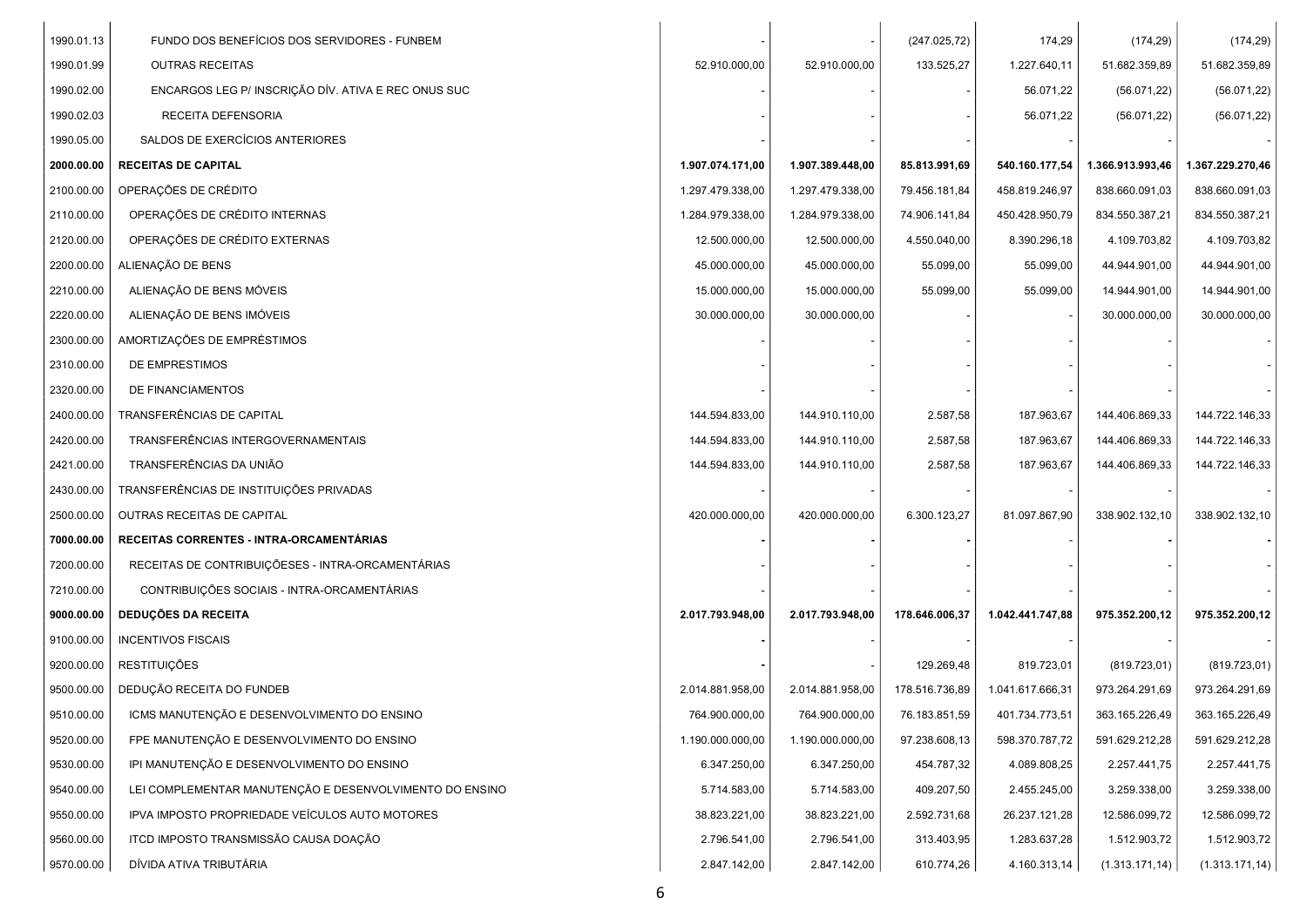| | | | | | | | |
|---|---|---|---|---|---|---|---|
| 1990.01.13 | FUNDO DOS BENEFÍCIOS DOS SERVIDORES - FUNBEM | - | - | (247.025,72) | 174,29 | (174,29) | (174,29) |
| 1990.01.99 | OUTRAS RECEITAS | 52.910.000,00 | 52.910.000,00 | 133.525,27 | 1.227.640,11 | 51.682.359,89 | 51.682.359,89 |
| 1990.02.00 | ENCARGOS LEG P/ INSCRIÇÃO DÍV. ATIVA E REC ONUS SUC | - | - | - | 56.071,22 | (56.071,22) | (56.071,22) |
| 1990.02.03 | RECEITA DEFENSORIA | - | - | - | 56.071,22 | (56.071,22) | (56.071,22) |
| 1990.05.00 | SALDOS DE EXERCÍCIOS ANTERIORES | - | - | - | - | - | - |
| **2000.00.00** | **RECEITAS DE CAPITAL** | **1.907.074.171,00** | **1.907.389.448,00** | **85.813.991,69** | **540.160.177,54** | **1.366.913.993,46** | **1.367.229.270,46** |
| 2100.00.00 | OPERAÇÕES DE CRÉDITO | 1.297.479.338,00 | 1.297.479.338,00 | 79.456.181,84 | 458.819.246,97 | 838.660.091,03 | 838.660.091,03 |
| 2110.00.00 | OPERAÇÕES DE CRÉDITO INTERNAS | 1.284.979.338,00 | 1.284.979.338,00 | 74.906.141,84 | 450.428.950,79 | 834.550.387,21 | 834.550.387,21 |
| 2120.00.00 | OPERAÇÕES DE CRÉDITO EXTERNAS | 12.500.000,00 | 12.500.000,00 | 4.550.040,00 | 8.390.296,18 | 4.109.703,82 | 4.109.703,82 |
| 2200.00.00 | ALIENAÇÃO DE BENS | 45.000.000,00 | 45.000.000,00 | 55.099,00 | 55.099,00 | 44.944.901,00 | 44.944.901,00 |
| 2210.00.00 | ALIENAÇÃO DE BENS MÓVEIS | 15.000.000,00 | 15.000.000,00 | 55.099,00 | 55.099,00 | 14.944.901,00 | 14.944.901,00 |
| 2220.00.00 | ALIENAÇÃO DE BENS IMÓVEIS | 30.000.000,00 | 30.000.000,00 | - | - | 30.000.000,00 | 30.000.000,00 |
| 2300.00.00 | AMORTIZAÇÕES DE EMPRÉSTIMOS | - | - | - | - | - | - |
| 2310.00.00 | DE EMPRESTIMOS | - | - | - | - | - | - |
| 2320.00.00 | DE FINANCIAMENTOS | - | - | - | - | - | - |
| 2400.00.00 | TRANSFERÊNCIAS DE CAPITAL | 144.594.833,00 | 144.910.110,00 | 2.587,58 | 187.963,67 | 144.406.869,33 | 144.722.146,33 |
| 2420.00.00 | TRANSFERÊNCIAS INTERGOVERNAMENTAIS | 144.594.833,00 | 144.910.110,00 | 2.587,58 | 187.963,67 | 144.406.869,33 | 144.722.146,33 |
| 2421.00.00 | TRANSFERÊNCIAS DA UNIÃO | 144.594.833,00 | 144.910.110,00 | 2.587,58 | 187.963,67 | 144.406.869,33 | 144.722.146,33 |
| 2430.00.00 | TRANSFERÊNCIAS DE INSTITUIÇÕES PRIVADAS | - | - | - | - | - | - |
| 2500.00.00 | OUTRAS RECEITAS DE CAPITAL | 420.000.000,00 | 420.000.000,00 | 6.300.123,27 | 81.097.867,90 | 338.902.132,10 | 338.902.132,10 |
| **7000.00.00** | **RECEITAS CORRENTES - INTRA-ORCAMENTÁRIAS** | **-** | **-** | **-** | - | **-** | **-** |
| 7200.00.00 | RECEITAS DE CONTRIBUIÇÕESES - INTRA-ORCAMENTÁRIAS | - | - | - | - | - | - |
| 7210.00.00 | CONTRIBUIÇÕES SOCIAIS - INTRA-ORCAMENTÁRIAS | - | - | - | - | - | - |
| **9000.00.00** | **DEDUÇÕES DA RECEITA** | **2.017.793.948,00** | **2.017.793.948,00** | **178.646.006,37** | **1.042.441.747,88** | **975.352.200,12** | **975.352.200,12** |
| 9100.00.00 | INCENTIVOS FISCAIS | **-** | - | - | - | - | - |
| 9200.00.00 | RESTITUIÇÕES | **-** | - | 129.269,48 | 819.723,01 | (819.723,01) | (819.723,01) |
| 9500.00.00 | DEDUÇÃO RECEITA DO FUNDEB | 2.014.881.958,00 | 2.014.881.958,00 | 178.516.736,89 | 1.041.617.666,31 | 973.264.291,69 | 973.264.291,69 |
| 9510.00.00 | ICMS MANUTENÇÃO E DESENVOLVIMENTO DO ENSINO | 764.900.000,00 | 764.900.000,00 | 76.183.851,59 | 401.734.773,51 | 363.165.226,49 | 363.165.226,49 |
| 9520.00.00 | FPE MANUTENÇÃO E DESENVOLVIMENTO DO ENSINO | 1.190.000.000,00 | 1.190.000.000,00 | 97.238.608,13 | 598.370.787,72 | 591.629.212,28 | 591.629.212,28 |
| 9530.00.00 | IPI MANUTENÇÃO E DESENVOLVIMENTO DO ENSINO | 6.347.250,00 | 6.347.250,00 | 454.787,32 | 4.089.808,25 | 2.257.441,75 | 2.257.441,75 |
| 9540.00.00 | LEI COMPLEMENTAR MANUTENÇÃO E DESENVOLVIMENTO DO ENSINO | 5.714.583,00 | 5.714.583,00 | 409.207,50 | 2.455.245,00 | 3.259.338,00 | 3.259.338,00 |
| 9550.00.00 | IPVA IMPOSTO PROPRIEDADE VEÍCULOS AUTO MOTORES | 38.823.221,00 | 38.823.221,00 | 2.592.731,68 | 26.237.121,28 | 12.586.099,72 | 12.586.099,72 |
| 9560.00.00 | ITCD IMPOSTO TRANSMISSÃO CAUSA DOAÇÃO | 2.796.541,00 | 2.796.541,00 | 313.403,95 | 1.283.637,28 | 1.512.903,72 | 1.512.903,72 |
| 9570.00.00 | DÍVIDA ATIVA TRIBUTÁRIA | 2.847.142,00 | 2.847.142,00 | 610.774,26 | 4.160.313,14 | (1.313.171,14) | (1.313.171,14) |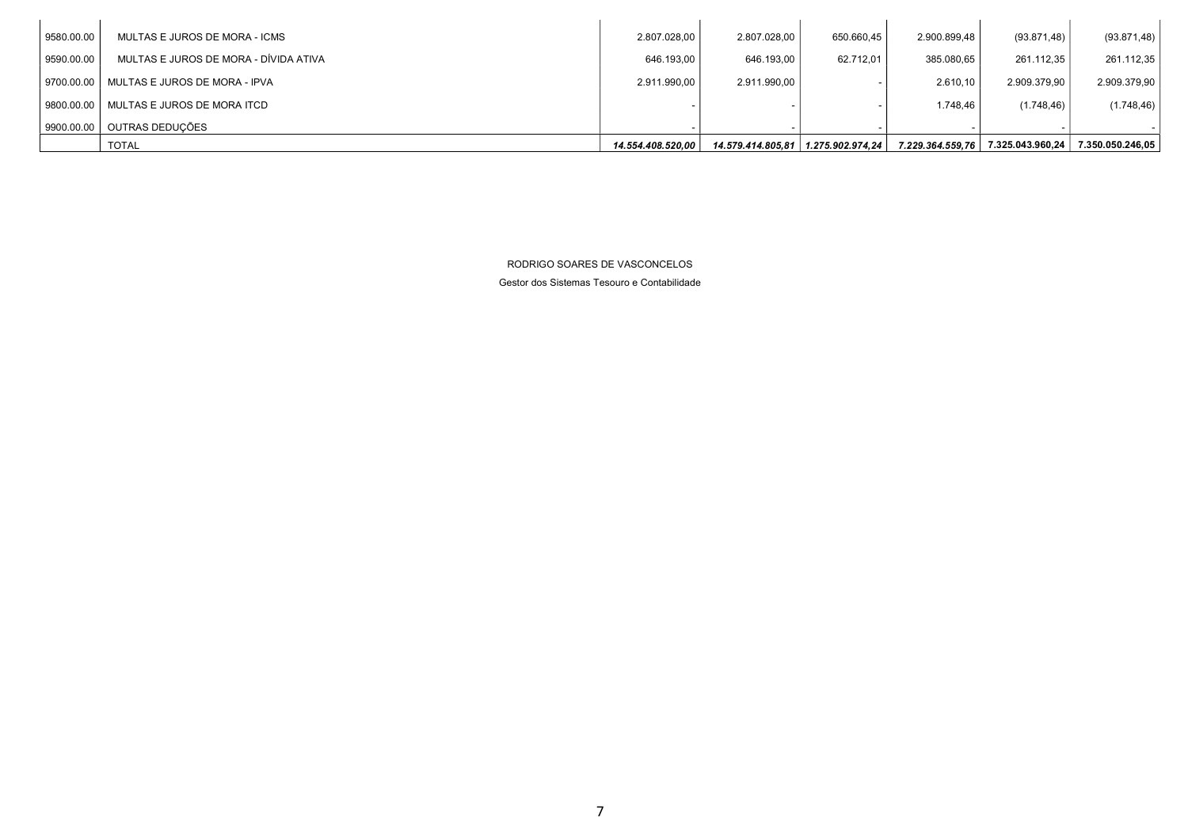| | | | | | | | |
|---|---|---|---|---|---|---|---|
| 9580.00.00 | MULTAS E JUROS DE MORA - ICMS | 2.807.028,00 | 2.807.028,00 | 650.660,45 | 2.900.899,48 | (93.871,48) | (93.871,48) |
| 9590.00.00 | MULTAS E JUROS DE MORA - DÍVIDA ATIVA | 646.193,00 | 646.193,00 | 62.712,01 | 385.080,65 | 261.112,35 | 261.112,35 |
| 9700.00.00 | MULTAS E JUROS DE MORA - IPVA | 2.911.990,00 | 2.911.990,00 | - | 2.610,10 | 2.909.379,90 | 2.909.379,90 |
| 9800.00.00 | MULTAS E JUROS DE MORA ITCD | - | - | - | 1.748,46 | (1.748,46) | (1.748,46) |
| 9900.00.00 | OUTRAS DEDUÇÕES | - | - | - | - | - | - |
| | TOTAL | *14.554.408.520,00* | *14.579.414.805,81* | *1.275.902.974,24* | *7.229.364.559,76* | 7.325.043.960,24 | 7.350.050.246,05 |

RODRIGO SOARES DE VASCONCELOS

Gestor dos Sistemas Tesouro e Contabilidade